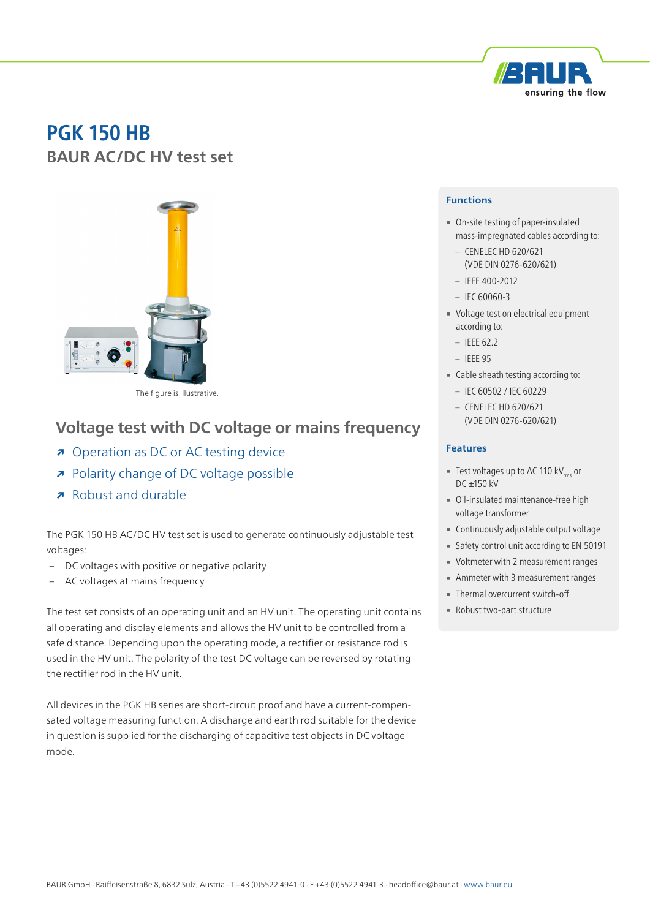# PGK 150 HB

## BAUR AC/DC HV test set

The figure is illustrative.

## Voltage test with DC voltage or mains frequency

- Operation as DC or AC testing device
- Polarity change of DC voltage possible
- Robust and durable

The PGK 150 HB AC/DC HV test set is used to generate continuously adjustable test voltages:

- DC voltages with positive or negative polarity
- AC voltages at mains frequency

The test set consists of an operating unit and an HV unit. The operating unit contains all operating and display elements and allows the HV unit to be controlled from a safe distance. Depending upon the operating mode, a rectifier or resistance rod is used in the HV unit. The polarity of the test DC voltage can be reversed by rotating the rectifier rod in the HV unit.

All devices in the PGK HB series are short-circuit proof and have a current-compensated voltage measuring function. A discharge and earth rod suitable for the device in question is supplied for the discharging of capacitive test objects in DC voltage mode.

### Functions

- On-site testing of paper-insulated mass-impregnated cables according to:
  - CENELEC HD 620/621 (VDE DIN 0276-620/621)
  - IEEE 400-2012
  - IEC 60060-3
- Voltage test on electrical equipment according to:
  - IEEE 62.2
  - IEEE 95
- Cable sheath testing according to:
  - IEC 60502 / IEC 60229
  - CENELEC HD 620/621 (VDE DIN 0276-620/621)

### Features

- Test voltages up to AC 110 $kV_{rms}$ or DC ±150 kV
- Oil-insulated maintenance-free high voltage transformer
- Continuously adjustable output voltage
- Safety control unit according to EN 50191
- Voltmeter with 2 measurement ranges
- Ammeter with 3 measurement ranges
- Thermal overcurrent switch-off
- Robust two-part structure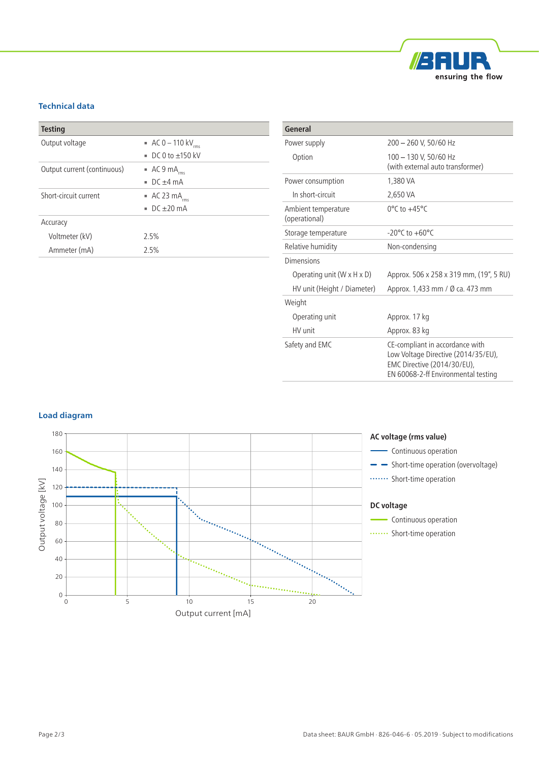## Technical data

| Testing | |
|---|---|
| Output voltage | ▪ AC 0 – 110 $kV_{rms}$<br>▪ DC 0 to ±150 kV |
| Output current (continuous) | ▪ AC 9 $mA_{rms}$<br>▪ DC ±4 mA |
| Short-circuit current | ▪ AC 23 $mA_{rms}$<br>▪ DC ±20 mA |
| Accuracy | |
| Voltmeter (kV) | 2.5% |
| Ammeter (mA) | 2.5% |

| General | |
|---|---|
| Power supply | 200 – 260 V, 50/60 Hz |
| Option | 100 – 130 V, 50/60 Hz<br>(with external auto transformer) |
| Power consumption | 1,380 VA |
| In short-circuit | 2,650 VA |
| Ambient temperature (operational) | 0°C to +45°C |
| Storage temperature | -20°C to +60°C |
| Relative humidity | Non-condensing |
| Dimensions | |
| Operating unit (W x H x D) | Approx. 506 x 258 x 319 mm, (19", 5 RU) |
| HV unit (Height / Diameter) | Approx. 1,433 mm / Ø ca. 473 mm |
| Weight | |
| Operating unit | Approx. 17 kg |
| HV unit | Approx. 83 kg |
| Safety and EMC | CE-compliant in accordance with Low Voltage Directive (2014/35/EU), EMC Directive (2014/30/EU), EN 60068-2-ff Environmental testing |

## Load diagram

Output voltage [kV] (0–180) vs. Output current [mA] (0–20+)

**AC voltage (rms value)**
- Continuous operation
- Short-time operation (overvoltage)
- Short-time operation

**DC voltage**
- Continuous operation
- Short-time operation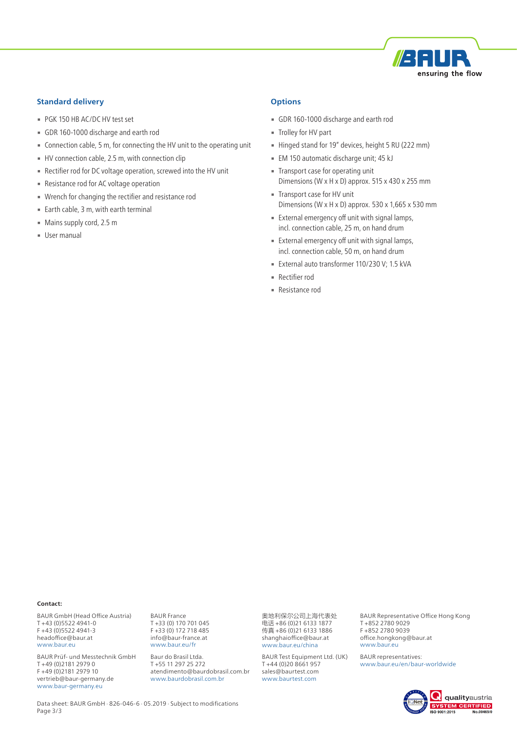## Standard delivery

- PGK 150 HB AC/DC HV test set
- GDR 160-1000 discharge and earth rod
- Connection cable, 5 m, for connecting the HV unit to the operating unit
- HV connection cable, 2.5 m, with connection clip
- Rectifier rod for DC voltage operation, screwed into the HV unit
- Resistance rod for AC voltage operation
- Wrench for changing the rectifier and resistance rod
- Earth cable, 3 m, with earth terminal
- Mains supply cord, 2.5 m
- User manual

## Options

- GDR 160-1000 discharge and earth rod
- Trolley for HV part
- Hinged stand for 19" devices, height 5 RU (222 mm)
- EM 150 automatic discharge unit; 45 kJ
- Transport case for operating unit
  Dimensions (W x H x D) approx. 515 x 430 x 255 mm
- Transport case for HV unit
  Dimensions (W x H x D) approx. 530 x 1,665 x 530 mm
- External emergency off unit with signal lamps, incl. connection cable, 25 m, on hand drum
- External emergency off unit with signal lamps, incl. connection cable, 50 m, on hand drum
- External auto transformer 110/230 V; 1.5 kVA
- Rectifier rod
- Resistance rod

**Contact:**

BAUR GmbH (Head Office Austria)
T +43 (0)5522 4941-0
F +43 (0)5522 4941-3
headoffice@baur.at
www.baur.eu

BAUR Prüf- und Messtechnik GmbH
T +49 (0)2181 2979 0
F +49 (0)2181 2979 10
vertrieb@baur-germany.de
www.baur-germany.eu

BAUR France
T +33 (0) 170 701 045
F +33 (0) 172 718 485
info@baur-france.at
www.baur.eu/fr

Baur do Brasil Ltda.
T +55 11 297 25 272
atendimento@baurdobrasil.com.br
www.baurdobrasil.com.br

奥地利保尔公司上海代表处
电话 +86 (0)21 6133 1877
传真 +86 (0)21 6133 1886
shanghaioffice@baur.at
www.baur.eu/china

BAUR Test Equipment Ltd. (UK)
T +44 (0)20 8661 957
sales@baurtest.com
www.baurtest.com

BAUR Representative Office Hong Kong
T +852 2780 9029
F +852 2780 9039
office.hongkong@baur.at
www.baur.eu

BAUR representatives:
www.baur.eu/en/baur-worldwide

Data sheet: BAUR GmbH · 826-046-6 · 05.2019 · Subject to modifications